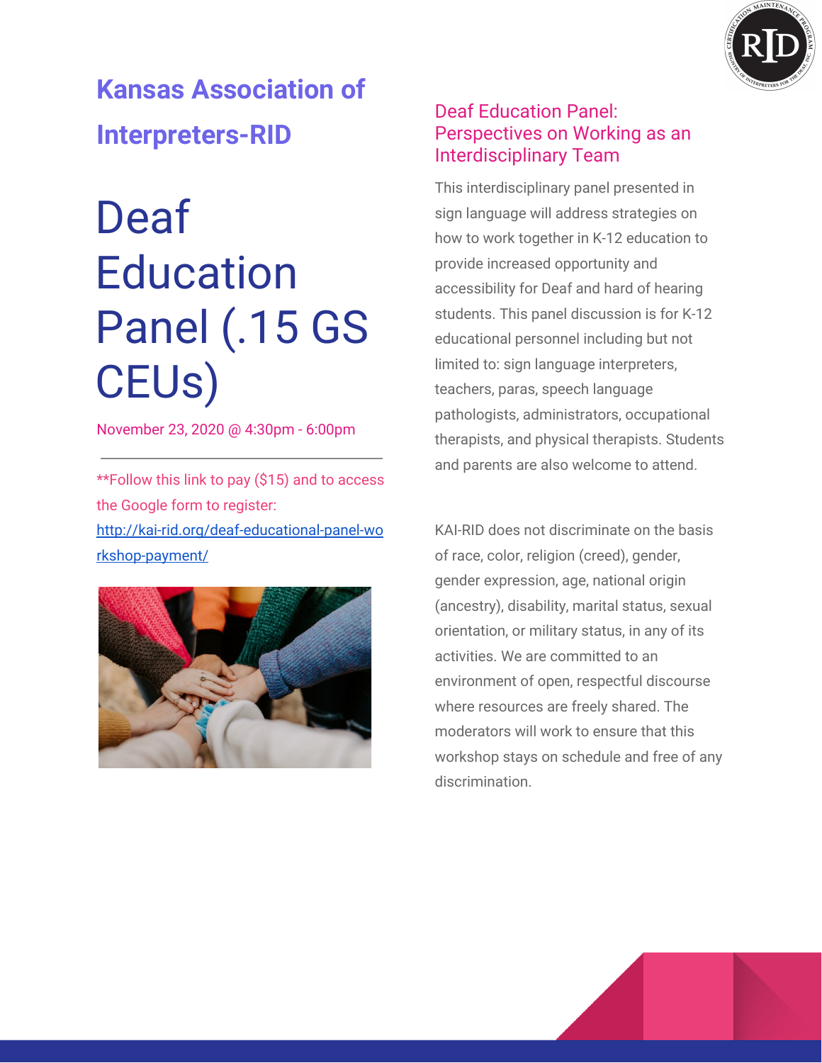## Kansas Association of Interpreters-RID

# Deaf Education Panel (.15 GS CEUs)

November 23, 2020 @ 4:30pm - 6:00pm

---

**Follow this link to pay ($15) and to access the Google form to register: [http://kai-rid.org/deaf-educational-panel-workshop-payment/](http://kai-rid.org/deaf-educational-panel-workshop-payment/)

## Deaf Education Panel: Perspectives on Working as an Interdisciplinary Team

This interdisciplinary panel presented in sign language will address strategies on how to work together in K-12 education to provide increased opportunity and accessibility for Deaf and hard of hearing students. This panel discussion is for K-12 educational personnel including but not limited to: sign language interpreters, teachers, paras, speech language pathologists, administrators, occupational therapists, and physical therapists. Students and parents are also welcome to attend.

KAI-RID does not discriminate on the basis of race, color, religion (creed), gender, gender expression, age, national origin (ancestry), disability, marital status, sexual orientation, or military status, in any of its activities. We are committed to an environment of open, respectful discourse where resources are freely shared. The moderators will work to ensure that this workshop stays on schedule and free of any discrimination.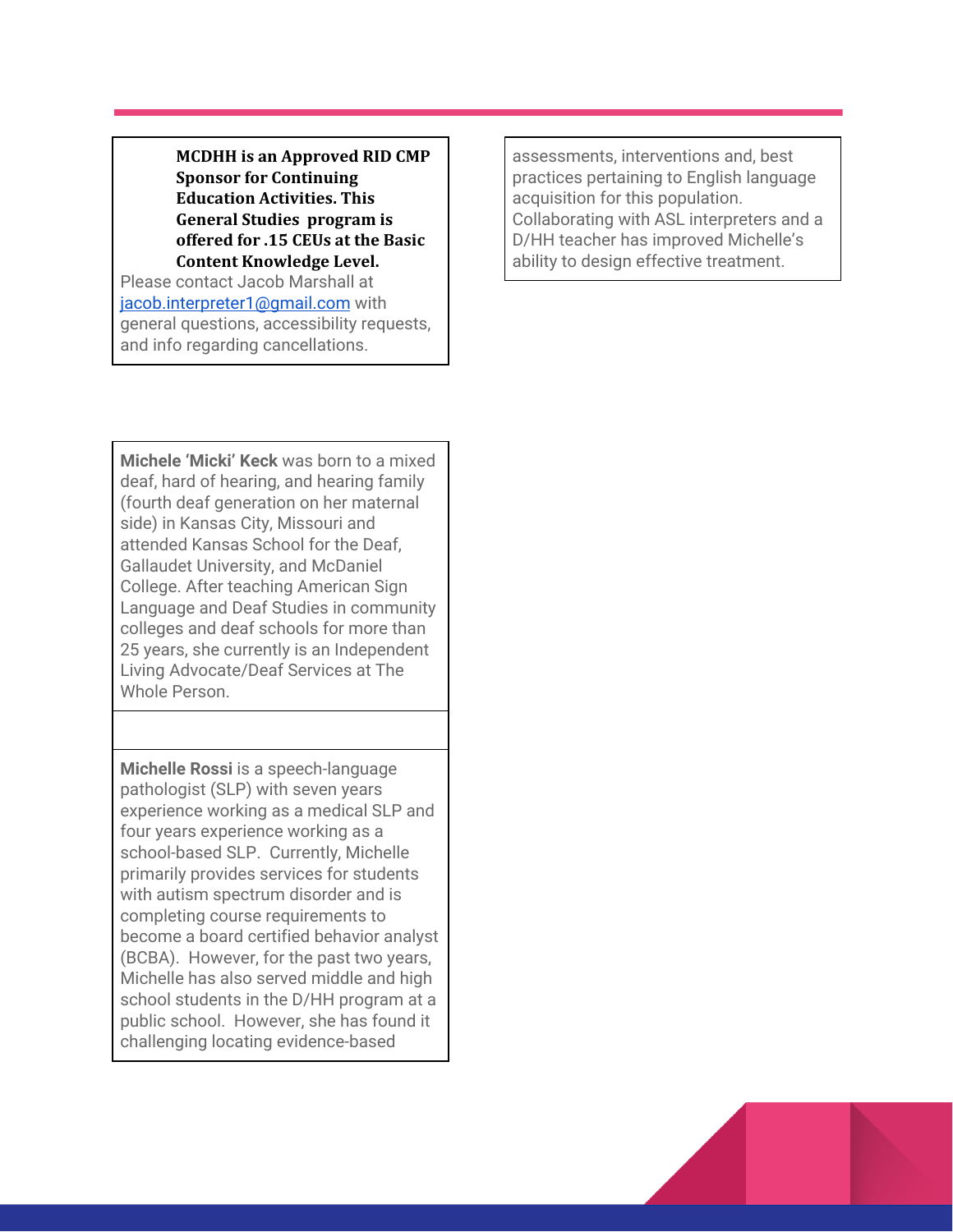**MCDHH is an Approved RID CMP Sponsor for Continuing Education Activities. This General Studies program is offered for .15 CEUs at the Basic Content Knowledge Level.**

Please contact Jacob Marshall at jacob.interpreter1@gmail.com with general questions, accessibility requests, and info regarding cancellations.

**Michele 'Micki' Keck** was born to a mixed deaf, hard of hearing, and hearing family (fourth deaf generation on her maternal side) in Kansas City, Missouri and attended Kansas School for the Deaf, Gallaudet University, and McDaniel College. After teaching American Sign Language and Deaf Studies in community colleges and deaf schools for more than 25 years, she currently is an Independent Living Advocate/Deaf Services at The Whole Person.

**Michelle Rossi** is a speech-language pathologist (SLP) with seven years experience working as a medical SLP and four years experience working as a school-based SLP. Currently, Michelle primarily provides services for students with autism spectrum disorder and is completing course requirements to become a board certified behavior analyst (BCBA). However, for the past two years, Michelle has also served middle and high school students in the D/HH program at a public school. However, she has found it challenging locating evidence-based assessments, interventions and, best practices pertaining to English language acquisition for this population. Collaborating with ASL interpreters and a D/HH teacher has improved Michelle's ability to design effective treatment.